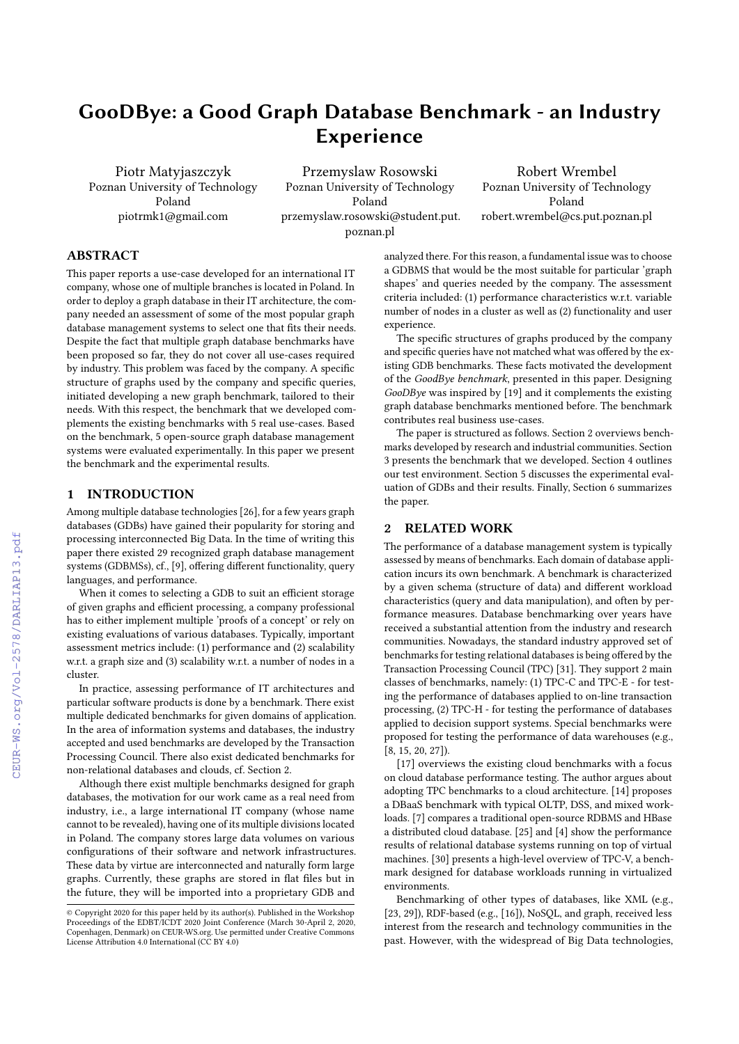# GooDBye: a Good Graph Database Benchmark - an Industry Experience

Piotr Matyjaszczyk
Poznan University of Technology
Poland
piotrmk1@gmail.com

Przemyslaw Rosowski
Poznan University of Technology
Poland
przemyslaw.rosowski@student.put.poznan.pl

Robert Wrembel
Poznan University of Technology
Poland
robert.wrembel@cs.put.poznan.pl

## ABSTRACT

This paper reports a use-case developed for an international IT company, whose one of multiple branches is located in Poland. In order to deploy a graph database in their IT architecture, the company needed an assessment of some of the most popular graph database management systems to select one that fits their needs. Despite the fact that multiple graph database benchmarks have been proposed so far, they do not cover all use-cases required by industry. This problem was faced by the company. A specific structure of graphs used by the company and specific queries, initiated developing a new graph benchmark, tailored to their needs. With this respect, the benchmark that we developed complements the existing benchmarks with 5 real use-cases. Based on the benchmark, 5 open-source graph database management systems were evaluated experimentally. In this paper we present the benchmark and the experimental results.

## 1 INTRODUCTION

Among multiple database technologies [26], for a few years graph databases (GDBs) have gained their popularity for storing and processing interconnected Big Data. In the time of writing this paper there existed 29 recognized graph database management systems (GDBMSs), cf., [9], offering different functionality, query languages, and performance.

When it comes to selecting a GDB to suit an efficient storage of given graphs and efficient processing, a company professional has to either implement multiple 'proofs of a concept' or rely on existing evaluations of various databases. Typically, important assessment metrics include: (1) performance and (2) scalability w.r.t. a graph size and (3) scalability w.r.t. a number of nodes in a cluster.

In practice, assessing performance of IT architectures and particular software products is done by a benchmark. There exist multiple dedicated benchmarks for given domains of application. In the area of information systems and databases, the industry accepted and used benchmarks are developed by the Transaction Processing Council. There also exist dedicated benchmarks for non-relational databases and clouds, cf. Section 2.

Although there exist multiple benchmarks designed for graph databases, the motivation for our work came as a real need from industry, i.e., a large international IT company (whose name cannot to be revealed), having one of its multiple divisions located in Poland. The company stores large data volumes on various configurations of their software and network infrastructures. These data by virtue are interconnected and naturally form large graphs. Currently, these graphs are stored in flat files but in the future, they will be imported into a proprietary GDB and analyzed there. For this reason, a fundamental issue was to choose a GDBMS that would be the most suitable for particular 'graph shapes' and queries needed by the company. The assessment criteria included: (1) performance characteristics w.r.t. variable number of nodes in a cluster as well as (2) functionality and user experience.

The specific structures of graphs produced by the company and specific queries have not matched what was offered by the existing GDB benchmarks. These facts motivated the development of the *GoodBye benchmark*, presented in this paper. Designing *GooDBye* was inspired by [19] and it complements the existing graph database benchmarks mentioned before. The benchmark contributes real business use-cases.

The paper is structured as follows. Section 2 overviews benchmarks developed by research and industrial communities. Section 3 presents the benchmark that we developed. Section 4 outlines our test environment. Section 5 discusses the experimental evaluation of GDBs and their results. Finally, Section 6 summarizes the paper.

## 2 RELATED WORK

The performance of a database management system is typically assessed by means of benchmarks. Each domain of database application incurs its own benchmark. A benchmark is characterized by a given schema (structure of data) and different workload characteristics (query and data manipulation), and often by performance measures. Database benchmarking over years have received a substantial attention from the industry and research communities. Nowadays, the standard industry approved set of benchmarks for testing relational databases is being offered by the Transaction Processing Council (TPC) [31]. They support 2 main classes of benchmarks, namely: (1) TPC-C and TPC-E - for testing the performance of databases applied to on-line transaction processing, (2) TPC-H - for testing the performance of databases applied to decision support systems. Special benchmarks were proposed for testing the performance of data warehouses (e.g., [8, 15, 20, 27]).

[17] overviews the existing cloud benchmarks with a focus on cloud database performance testing. The author argues about adopting TPC benchmarks to a cloud architecture. [14] proposes a DBaaS benchmark with typical OLTP, DSS, and mixed workloads. [7] compares a traditional open-source RDBMS and HBase a distributed cloud database. [25] and [4] show the performance results of relational database systems running on top of virtual machines. [30] presents a high-level overview of TPC-V, a benchmark designed for database workloads running in virtualized environments.

Benchmarking of other types of databases, like XML (e.g., [23, 29]), RDF-based (e.g., [16]), NoSQL, and graph, received less interest from the research and technology communities in the past. However, with the widespread of Big Data technologies,

© Copyright 2020 for this paper held by its author(s). Published in the Workshop Proceedings of the EDBT/ICDT 2020 Joint Conference (March 30-April 2, 2020, Copenhagen, Denmark) on CEUR-WS.org. Use permitted under Creative Commons License Attribution 4.0 International (CC BY 4.0)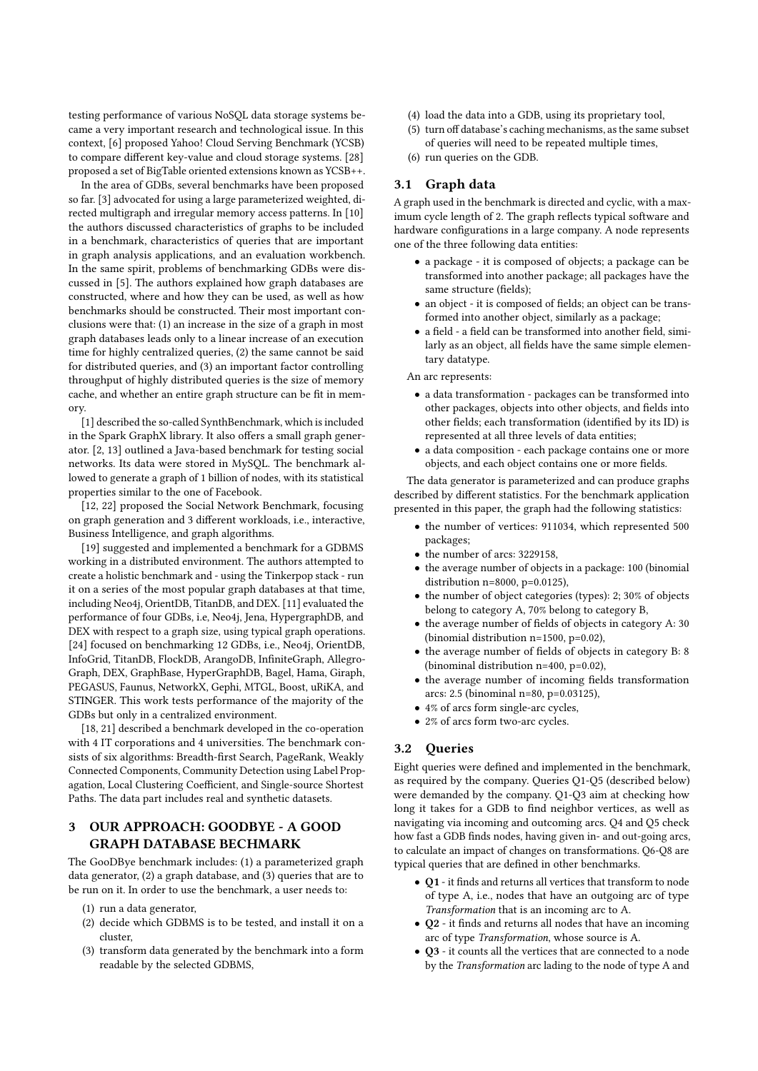testing performance of various NoSQL data storage systems became a very important research and technological issue. In this context, [6] proposed Yahoo! Cloud Serving Benchmark (YCSB) to compare different key-value and cloud storage systems. [28] proposed a set of BigTable oriented extensions known as YCSB++.

In the area of GDBs, several benchmarks have been proposed so far. [3] advocated for using a large parameterized weighted, directed multigraph and irregular memory access patterns. In [10] the authors discussed characteristics of graphs to be included in a benchmark, characteristics of queries that are important in graph analysis applications, and an evaluation workbench. In the same spirit, problems of benchmarking GDBs were discussed in [5]. The authors explained how graph databases are constructed, where and how they can be used, as well as how benchmarks should be constructed. Their most important conclusions were that: (1) an increase in the size of a graph in most graph databases leads only to a linear increase of an execution time for highly centralized queries, (2) the same cannot be said for distributed queries, and (3) an important factor controlling throughput of highly distributed queries is the size of memory cache, and whether an entire graph structure can be fit in memory.

[1] described the so-called SynthBenchmark, which is included in the Spark GraphX library. It also offers a small graph generator. [2, 13] outlined a Java-based benchmark for testing social networks. Its data were stored in MySQL. The benchmark allowed to generate a graph of 1 billion of nodes, with its statistical properties similar to the one of Facebook.

[12, 22] proposed the Social Network Benchmark, focusing on graph generation and 3 different workloads, i.e., interactive, Business Intelligence, and graph algorithms.

[19] suggested and implemented a benchmark for a GDBMS working in a distributed environment. The authors attempted to create a holistic benchmark and - using the Tinkerpop stack - run it on a series of the most popular graph databases at that time, including Neo4j, OrientDB, TitanDB, and DEX. [11] evaluated the performance of four GDBs, i.e, Neo4j, Jena, HypergraphDB, and DEX with respect to a graph size, using typical graph operations. [24] focused on benchmarking 12 GDBs, i.e., Neo4j, OrientDB, InfoGrid, TitanDB, FlockDB, ArangoDB, InfiniteGraph, AllegroGraph, DEX, GraphBase, HyperGraphDB, Bagel, Hama, Giraph, PEGASUS, Faunus, NetworkX, Gephi, MTGL, Boost, uRiKA, and STINGER. This work tests performance of the majority of the GDBs but only in a centralized environment.

[18, 21] described a benchmark developed in the co-operation with 4 IT corporations and 4 universities. The benchmark consists of six algorithms: Breadth-first Search, PageRank, Weakly Connected Components, Community Detection using Label Propagation, Local Clustering Coefficient, and Single-source Shortest Paths. The data part includes real and synthetic datasets.

## 3 OUR APPROACH: GOODBYE - A GOOD GRAPH DATABASE BECHMARK

The GooDBye benchmark includes: (1) a parameterized graph data generator, (2) a graph database, and (3) queries that are to be run on it. In order to use the benchmark, a user needs to:

1. run a data generator,
2. decide which GDBMS is to be tested, and install it on a cluster,
3. transform data generated by the benchmark into a form readable by the selected GDBMS,
4. load the data into a GDB, using its proprietary tool,
5. turn off database's caching mechanisms, as the same subset of queries will need to be repeated multiple times,
6. run queries on the GDB.

### 3.1 Graph data

A graph used in the benchmark is directed and cyclic, with a maximum cycle length of 2. The graph reflects typical software and hardware configurations in a large company. A node represents one of the three following data entities:

- a package - it is composed of objects; a package can be transformed into another package; all packages have the same structure (fields);
- an object - it is composed of fields; an object can be transformed into another object, similarly as a package;
- a field - a field can be transformed into another field, similarly as an object, all fields have the same simple elementary datatype.

An arc represents:

- a data transformation - packages can be transformed into other packages, objects into other objects, and fields into other fields; each transformation (identified by its ID) is represented at all three levels of data entities;
- a data composition - each package contains one or more objects, and each object contains one or more fields.

The data generator is parameterized and can produce graphs described by different statistics. For the benchmark application presented in this paper, the graph had the following statistics:

- the number of vertices: 911034, which represented 500 packages;
- the number of arcs: 3229158,
- the average number of objects in a package: 100 (binomial distribution n=8000, p=0.0125),
- the number of object categories (types): 2; 30% of objects belong to category A, 70% belong to category B,
- the average number of fields of objects in category A: 30 (binomial distribution n=1500, p=0.02),
- the average number of fields of objects in category B: 8 (binomial distribution n=400, p=0.02),
- the average number of incoming fields transformation arcs: 2.5 (binominal n=80, p=0.03125),
- 4% of arcs form single-arc cycles,
- 2% of arcs form two-arc cycles.

### 3.2 Queries

Eight queries were defined and implemented in the benchmark, as required by the company. Queries Q1-Q5 (described below) were demanded by the company. Q1-Q3 aim at checking how long it takes for a GDB to find neighbor vertices, as well as navigating via incoming and outcoming arcs. Q4 and Q5 check how fast a GDB finds nodes, having given in- and out-going arcs, to calculate an impact of changes on transformations. Q6-Q8 are typical queries that are defined in other benchmarks.

- **Q1** - it finds and returns all vertices that transform to node of type A, i.e., nodes that have an outgoing arc of type *Transformation* that is an incoming arc to A.
- **Q2** - it finds and returns all nodes that have an incoming arc of type *Transformation*, whose source is A.
- **Q3** - it counts all the vertices that are connected to a node by the *Transformation* arc lading to the node of type A and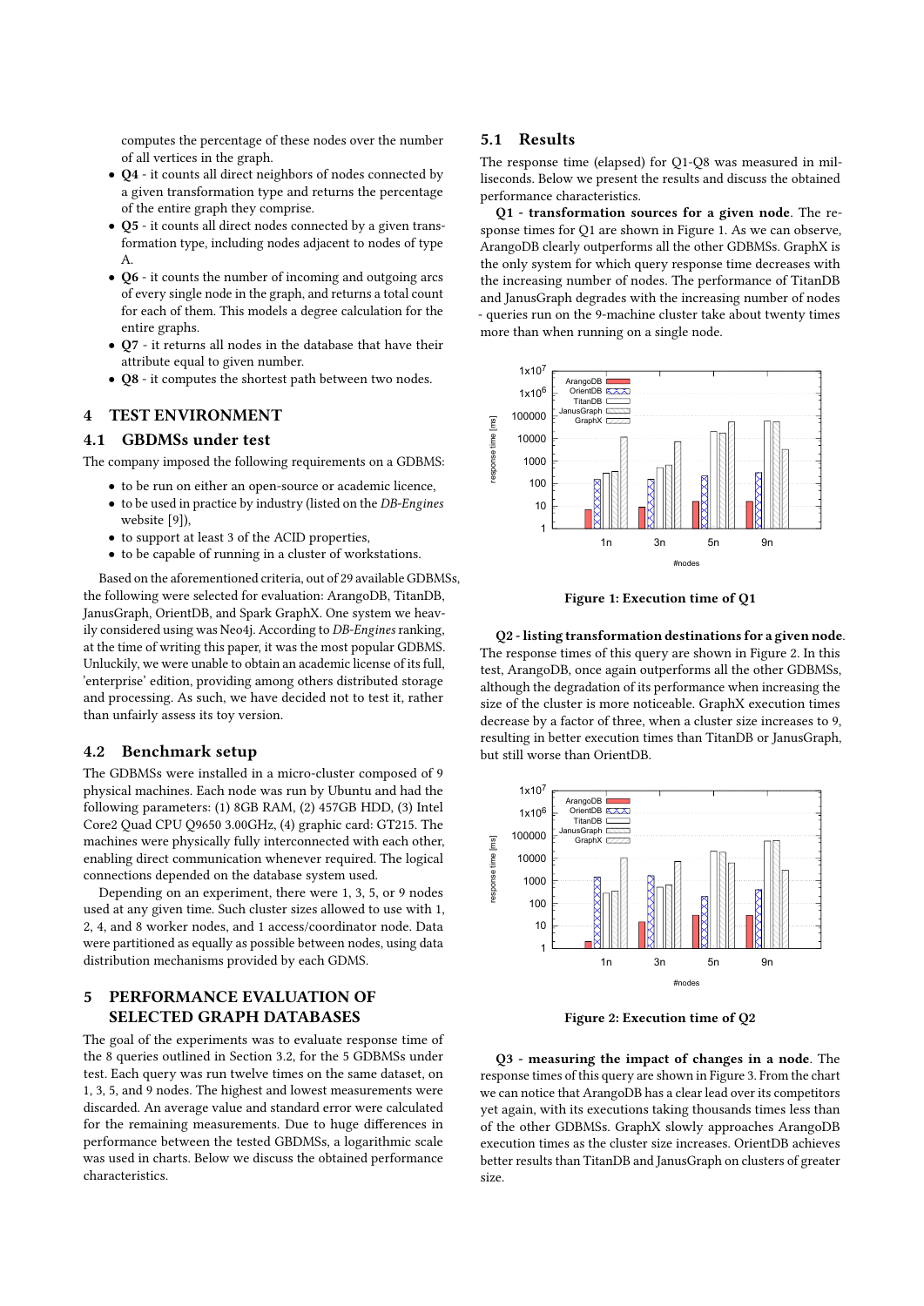computes the percentage of these nodes over the number of all vertices in the graph.

- **Q4** - it counts all direct neighbors of nodes connected by a given transformation type and returns the percentage of the entire graph they comprise.
- **Q5** - it counts all direct nodes connected by a given transformation type, including nodes adjacent to nodes of type A.
- **Q6** - it counts the number of incoming and outgoing arcs of every single node in the graph, and returns a total count for each of them. This models a degree calculation for the entire graphs.
- **Q7** - it returns all nodes in the database that have their attribute equal to given number.
- **Q8** - it computes the shortest path between two nodes.

# 4 TEST ENVIRONMENT

## 4.1 GBDMSs under test

The company imposed the following requirements on a GDBMS:

- to be run on either an open-source or academic licence,
- to be used in practice by industry (listed on the *DB-Engines* website [9]),
- to support at least 3 of the ACID properties,
- to be capable of running in a cluster of workstations.

Based on the aforementioned criteria, out of 29 available GDBMSs, the following were selected for evaluation: ArangoDB, TitanDB, JanusGraph, OrientDB, and Spark GraphX. One system we heavily considered using was Neo4j. According to *DB-Engines* ranking, at the time of writing this paper, it was the most popular GDBMS. Unluckily, we were unable to obtain an academic license of its full, 'enterprise' edition, providing among others distributed storage and processing. As such, we have decided not to test it, rather than unfairly assess its toy version.

## 4.2 Benchmark setup

The GDBMSs were installed in a micro-cluster composed of 9 physical machines. Each node was run by Ubuntu and had the following parameters: (1) 8GB RAM, (2) 457GB HDD, (3) Intel Core2 Quad CPU Q9650 3.00GHz, (4) graphic card: GT215. The machines were physically fully interconnected with each other, enabling direct communication whenever required. The logical connections depended on the database system used.

Depending on an experiment, there were 1, 3, 5, or 9 nodes used at any given time. Such cluster sizes allowed to use with 1, 2, 4, and 8 worker nodes, and 1 access/coordinator node. Data were partitioned as equally as possible between nodes, using data distribution mechanisms provided by each GDMS.

# 5 PERFORMANCE EVALUATION OF SELECTED GRAPH DATABASES

The goal of the experiments was to evaluate response time of the 8 queries outlined in Section 3.2, for the 5 GDBMSs under test. Each query was run twelve times on the same dataset, on 1, 3, 5, and 9 nodes. The highest and lowest measurements were discarded. An average value and standard error were calculated for the remaining measurements. Due to huge differences in performance between the tested GBDMSs, a logarithmic scale was used in charts. Below we discuss the obtained performance characteristics.

## 5.1 Results

The response time (elapsed) for Q1-Q8 was measured in milliseconds. Below we present the results and discuss the obtained performance characteristics.

**Q1 - transformation sources for a given node**. The response times for Q1 are shown in Figure 1. As we can observe, ArangoDB clearly outperforms all the other GDBMSs. GraphX is the only system for which query response time decreases with the increasing number of nodes. The performance of TitanDB and JanusGraph degrades with the increasing number of nodes - queries run on the 9-machine cluster take about twenty times more than when running on a single node.

**Figure 1: Execution time of Q1**

**Q2 - listing transformation destinations for a given node**. The response times of this query are shown in Figure 2. In this test, ArangoDB, once again outperforms all the other GDBMSs, although the degradation of its performance when increasing the size of the cluster is more noticeable. GraphX execution times decrease by a factor of three, when a cluster size increases to 9, resulting in better execution times than TitanDB or JanusGraph, but still worse than OrientDB.

**Figure 2: Execution time of Q2**

**Q3 - measuring the impact of changes in a node**. The response times of this query are shown in Figure 3. From the chart we can notice that ArangoDB has a clear lead over its competitors yet again, with its executions taking thousands times less than of the other GDBMSs. GraphX slowly approaches ArangoDB execution times as the cluster size increases. OrientDB achieves better results than TitanDB and JanusGraph on clusters of greater size.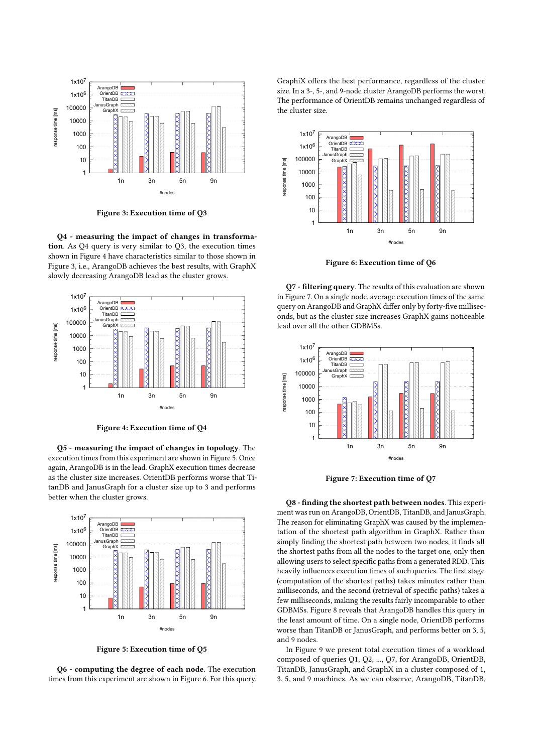Figure 3: Execution time of Q3

**Q4 - measuring the impact of changes in transformation**. As Q4 query is very similar to Q3, the execution times shown in Figure 4 have characteristics similar to those shown in Figure 3, i.e., ArangoDB achieves the best results, with GraphX slowly decreasing ArangoDB lead as the cluster grows.

Figure 4: Execution time of Q4

**Q5 - measuring the impact of changes in topology**. The execution times from this experiment are shown in Figure 5. Once again, ArangoDB is in the lead. GraphX execution times decrease as the cluster size increases. OrientDB performs worse that TitanDB and JanusGraph for a cluster size up to 3 and performs better when the cluster grows.

Figure 5: Execution time of Q5

**Q6 - computing the degree of each node**. The execution times from this experiment are shown in Figure 6. For this query, GraphiX offers the best performance, regardless of the cluster size. In a 3-, 5-, and 9-node cluster ArangoDB performs the worst. The performance of OrientDB remains unchanged regardless of the cluster size.

Figure 6: Execution time of Q6

**Q7 - filtering query**. The results of this evaluation are shown in Figure 7. On a single node, average execution times of the same query on ArangoDB and GraphX differ only by forty-five milliseconds, but as the cluster size increases GraphX gains noticeable lead over all the other GDBMSs.

Figure 7: Execution time of Q7

**Q8 - finding the shortest path between nodes**. This experiment was run on ArangoDB, OrientDB, TitanDB, and JanusGraph. The reason for eliminating GraphX was caused by the implementation of the shortest path algorithm in GraphX. Rather than simply finding the shortest path between two nodes, it finds all the shortest paths from all the nodes to the target one, only then allowing users to select specific paths from a generated RDD. This heavily influences execution times of such queries. The first stage (computation of the shortest paths) takes minutes rather than milliseconds, and the second (retrieval of specific paths) takes a few milliseconds, making the results fairly incomparable to other GDBMSs. Figure 8 reveals that ArangoDB handles this query in the least amount of time. On a single node, OrientDB performs worse than TitanDB or JanusGraph, and performs better on 3, 5, and 9 nodes.

In Figure 9 we present total execution times of a workload composed of queries Q1, Q2, ..., Q7, for ArangoDB, OrientDB, TitanDB, JanusGraph, and GraphX in a cluster composed of 1, 3, 5, and 9 machines. As we can observe, ArangoDB, TitanDB,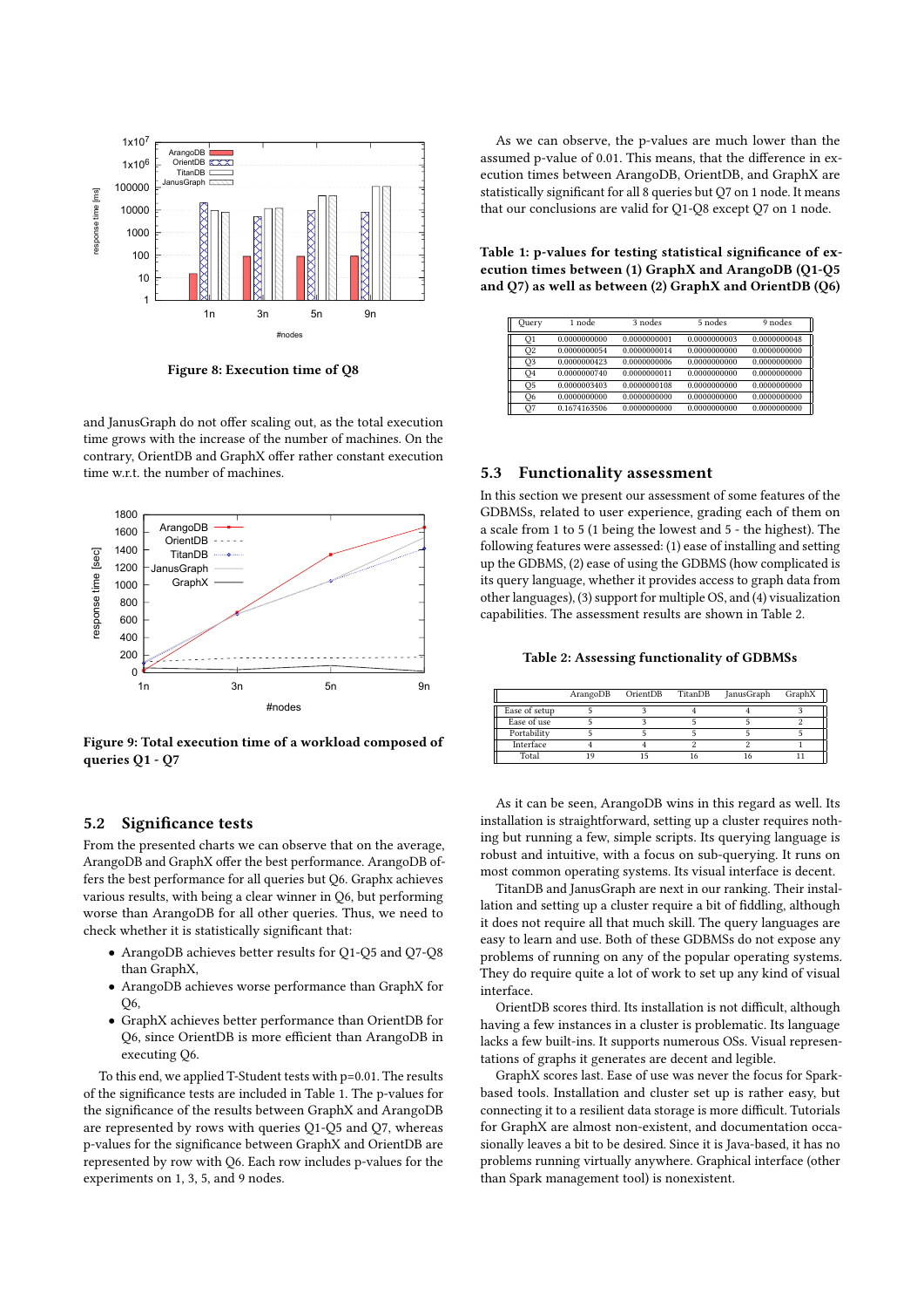Figure 8: Execution time of Q8

and JanusGraph do not offer scaling out, as the total execution time grows with the increase of the number of machines. On the contrary, OrientDB and GraphX offer rather constant execution time w.r.t. the number of machines.

Figure 9: Total execution time of a workload composed of queries Q1 - Q7

## 5.2 Significance tests

From the presented charts we can observe that on the average, ArangoDB and GraphX offer the best performance. ArangoDB offers the best performance for all queries but Q6. Graphx achieves various results, with being a clear winner in Q6, but performing worse than ArangoDB for all other queries. Thus, we need to check whether it is statistically significant that:

- ArangoDB achieves better results for Q1-Q5 and Q7-Q8 than GraphX,
- ArangoDB achieves worse performance than GraphX for Q6,
- GraphX achieves better performance than OrientDB for Q6, since OrientDB is more efficient than ArangoDB in executing Q6.

To this end, we applied T-Student tests with p=0.01. The results of the significance tests are included in Table 1. The p-values for the significance of the results between GraphX and ArangoDB are represented by rows with queries Q1-Q5 and Q7, whereas p-values for the significance between GraphX and OrientDB are represented by row with Q6. Each row includes p-values for the experiments on 1, 3, 5, and 9 nodes.

As we can observe, the p-values are much lower than the assumed p-value of 0.01. This means, that the difference in execution times between ArangoDB, OrientDB, and GraphX are statistically significant for all 8 queries but Q7 on 1 node. It means that our conclusions are valid for Q1-Q8 except Q7 on 1 node.

**Table 1: p-values for testing statistical significance of execution times between (1) GraphX and ArangoDB (Q1-Q5 and Q7) as well as between (2) GraphX and OrientDB (Q6)**

| Query | 1 node | 3 nodes | 5 nodes | 9 nodes |
|---|---|---|---|---|
| Q1 | 0.0000000000 | 0.0000000001 | 0.0000000003 | 0.0000000048 |
| Q2 | 0.0000000054 | 0.0000000014 | 0.0000000000 | 0.0000000000 |
| Q3 | 0.0000000423 | 0.0000000006 | 0.0000000000 | 0.0000000000 |
| Q4 | 0.0000000740 | 0.0000000011 | 0.0000000000 | 0.0000000000 |
| Q5 | 0.0000003403 | 0.0000000108 | 0.0000000000 | 0.0000000000 |
| Q6 | 0.0000000000 | 0.0000000000 | 0.0000000000 | 0.0000000000 |
| Q7 | 0.1674163506 | 0.0000000000 | 0.0000000000 | 0.0000000000 |

## 5.3 Functionality assessment

In this section we present our assessment of some features of the GDBMSs, related to user experience, grading each of them on a scale from 1 to 5 (1 being the lowest and 5 - the highest). The following features were assessed: (1) ease of installing and setting up the GDBMS, (2) ease of using the GDBMS (how complicated is its query language, whether it provides access to graph data from other languages), (3) support for multiple OS, and (4) visualization capabilities. The assessment results are shown in Table 2.

**Table 2: Assessing functionality of GDBMSs**

| | ArangoDB | OrientDB | TitanDB | JanusGraph | GraphX |
|---|---|---|---|---|---|
| Ease of setup | 5 | 3 | 4 | 4 | 3 |
| Ease of use | 5 | 3 | 5 | 5 | 2 |
| Portability | 5 | 5 | 5 | 5 | 5 |
| Interface | 4 | 4 | 2 | 2 | 1 |
| Total | 19 | 15 | 16 | 16 | 11 |

As it can be seen, ArangoDB wins in this regard as well. Its installation is straightforward, setting up a cluster requires nothing but running a few, simple scripts. Its querying language is robust and intuitive, with a focus on sub-querying. It runs on most common operating systems. Its visual interface is decent.

TitanDB and JanusGraph are next in our ranking. Their installation and setting up a cluster require a bit of fiddling, although it does not require all that much skill. The query languages are easy to learn and use. Both of these GDBMSs do not expose any problems of running on any of the popular operating systems. They do require quite a lot of work to set up any kind of visual interface.

OrientDB scores third. Its installation is not difficult, although having a few instances in a cluster is problematic. Its language lacks a few built-ins. It supports numerous OSs. Visual representations of graphs it generates are decent and legible.

GraphX scores last. Ease of use was never the focus for Spark-based tools. Installation and cluster set up is rather easy, but connecting it to a resilient data storage is more difficult. Tutorials for GraphX are almost non-existent, and documentation occasionally leaves a bit to be desired. Since it is Java-based, it has no problems running virtually anywhere. Graphical interface (other than Spark management tool) is nonexistent.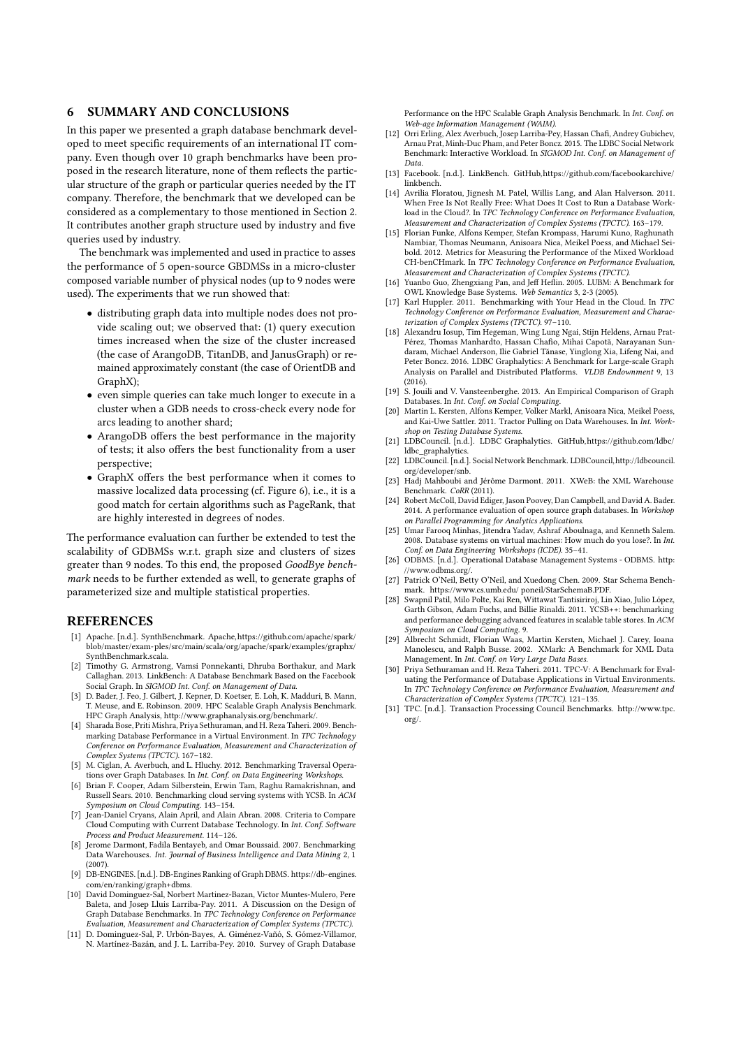## 6 SUMMARY AND CONCLUSIONS

In this paper we presented a graph database benchmark developed to meet specific requirements of an international IT company. Even though over 10 graph benchmarks have been proposed in the research literature, none of them reflects the particular structure of the graph or particular queries needed by the IT company. Therefore, the benchmark that we developed can be considered as a complementary to those mentioned in Section 2. It contributes another graph structure used by industry and five queries used by industry.

The benchmark was implemented and used in practice to asses the performance of 5 open-source GBDMSs in a micro-cluster composed variable number of physical nodes (up to 9 nodes were used). The experiments that we run showed that:

- distributing graph data into multiple nodes does not provide scaling out; we observed that: (1) query execution times increased when the size of the cluster increased (the case of ArangoDB, TitanDB, and JanusGraph) or remained approximately constant (the case of OrientDB and GraphX);
- even simple queries can take much longer to execute in a cluster when a GDB needs to cross-check every node for arcs leading to another shard;
- ArangoDB offers the best performance in the majority of tests; it also offers the best functionality from a user perspective;
- GraphX offers the best performance when it comes to massive localized data processing (cf. Figure 6), i.e., it is a good match for certain algorithms such as PageRank, that are highly interested in degrees of nodes.

The performance evaluation can further be extended to test the scalability of GDBMSs w.r.t. graph size and clusters of sizes greater than 9 nodes. To this end, the proposed *GoodBye benchmark* needs to be further extended as well, to generate graphs of parameterized size and multiple statistical properties.

## REFERENCES

[1] Apache. [n.d.]. SynthBenchmark. Apache,https://github.com/apache/spark/blob/master/exam-ples/src/main/scala/org/apache/spark/examples/graphx/SynthBenchmark.scala.

[2] Timothy G. Armstrong, Vamsi Ponnekanti, Dhruba Borthakur, and Mark Callaghan. 2013. LinkBench: A Database Benchmark Based on the Facebook Social Graph. In *SIGMOD Int. Conf. on Management of Data*.

[3] D. Bader, J. Feo, J. Gilbert, J. Kepner, D. Koetser, E. Loh, K. Madduri, B. Mann, T. Meuse, and E. Robinson. 2009. HPC Scalable Graph Analysis Benchmark. HPC Graph Analysis, http://www.graphanalysis.org/benchmark/.

[4] Sharada Bose, Priti Mishra, Priya Sethuraman, and H. Reza Taheri. 2009. Benchmarking Database Performance in a Virtual Environment. In *TPC Technology Conference on Performance Evaluation, Measurement and Characterization of Complex Systems (TPCTC)*. 167–182.

[5] M. Ciglan, A. Averbuch, and L. Hluchy. 2012. Benchmarking Traversal Operations over Graph Databases. In *Int. Conf. on Data Engineering Workshops*.

[6] Brian F. Cooper, Adam Silberstein, Erwin Tam, Raghu Ramakrishnan, and Russell Sears. 2010. Benchmarking cloud serving systems with YCSB. In *ACM Symposium on Cloud Computing*. 143–154.

[7] Jean-Daniel Cryans, Alain April, and Alain Abran. 2008. Criteria to Compare Cloud Computing with Current Database Technology. In *Int. Conf. Software Process and Product Measurement*. 114–126.

[8] Jerome Darmont, Fadila Bentayeb, and Omar Boussaid. 2007. Benchmarking Data Warehouses. *Int. Journal of Business Intelligence and Data Mining* 2, 1 (2007).

[9] DB-ENGINES. [n.d.]. DB-Engines Ranking of Graph DBMS. https://db-engines.com/en/ranking/graph+dbms.

[10] David Dominguez-Sal, Norbert Martinez-Bazan, Victor Muntes-Mulero, Pere Baleta, and Josep Lluis Larriba-Pay. 2011. A Discussion on the Design of Graph Database Benchmarks. In *TPC Technology Conference on Performance Evaluation, Measurement and Characterization of Complex Systems (TPCTC)*.

[11] D. Dominguez-Sal, P. Urbón-Bayes, A. Giménez-Vañó, S. Gómez-Villamor, N. Martínez-Bazán, and J. L. Larriba-Pey. 2010. Survey of Graph Database Performance on the HPC Scalable Graph Analysis Benchmark. In *Int. Conf. on Web-age Information Management (WAIM)*.

[12] Orri Erling, Alex Averbuch, Josep Larriba-Pey, Hassan Chafi, Andrey Gubichev, Arnau Prat, Minh-Duc Pham, and Peter Boncz. 2015. The LDBC Social Network Benchmark: Interactive Workload. In *SIGMOD Int. Conf. on Management of Data*.

[13] Facebook. [n.d.]. LinkBench. GitHub,https://github.com/facebookarchive/linkbench.

[14] Avrilia Floratou, Jignesh M. Patel, Willis Lang, and Alan Halverson. 2011. When Free Is Not Really Free: What Does It Cost to Run a Database Workload in the Cloud?. In *TPC Technology Conference on Performance Evaluation, Measurement and Characterization of Complex Systems (TPCTC)*. 163–179.

[15] Florian Funke, Alfons Kemper, Stefan Krompass, Harumi Kuno, Raghunath Nambiar, Thomas Neumann, Anisoara Nica, Meikel Poess, and Michael Seibold. 2012. Metrics for Measuring the Performance of the Mixed Workload CH-benCHmark. In *TPC Technology Conference on Performance Evaluation, Measurement and Characterization of Complex Systems (TPCTC)*.

[16] Yuanbo Guo, Zhengxiang Pan, and Jeff Heflin. 2005. LUBM: A Benchmark for OWL Knowledge Base Systems. *Web Semantics* 3, 2-3 (2005).

[17] Karl Huppler. 2011. Benchmarking with Your Head in the Cloud. In *TPC Technology Conference on Performance Evaluation, Measurement and Characterization of Complex Systems (TPCTC)*. 97–110.

[18] Alexandru Iosup, Tim Hegeman, Wing Lung Ngai, Stijn Heldens, Arnau Prat-Pérez, Thomas Manhardto, Hassan Chafio, Mihai Capotă, Narayanan Sundaram, Michael Anderson, Ilie Gabriel Tănase, Yinglong Xia, Lifeng Nai, and Peter Boncz. 2016. LDBC Graphalytics: A Benchmark for Large-scale Graph Analysis on Parallel and Distributed Platforms. *VLDB Endownment* 9, 13 (2016).

[19] S. Jouili and V. Vansteenberghe. 2013. An Empirical Comparison of Graph Databases. In *Int. Conf. on Social Computing*.

[20] Martin L. Kersten, Alfons Kemper, Volker Markl, Anisoara Nica, Meikel Poess, and Kai-Uwe Sattler. 2011. Tractor Pulling on Data Warehouses. In *Int. Workshop on Testing Database Systems*.

[21] LDBCouncil. [n.d.]. LDBC Graphalytics. GitHub,https://github.com/ldbc/ldbc_graphalytics.

[22] LDBCouncil. [n.d.]. Social Network Benchmark. LDBCouncil,http://ldbcouncil.org/developer/snb.

[23] Hadj Mahboubi and Jérôme Darmont. 2011. XWeB: the XML Warehouse Benchmark. *CoRR* (2011).

[24] Robert McColl, David Ediger, Jason Poovey, Dan Campbell, and David A. Bader. 2014. A performance evaluation of open source graph databases. In *Workshop on Parallel Programming for Analytics Applications*.

[25] Umar Farooq Minhas, Jitendra Yadav, Ashraf Aboulnaga, and Kenneth Salem. 2008. Database systems on virtual machines: How much do you lose?. In *Int. Conf. on Data Engineering Workshops (ICDE)*. 35–41.

[26] ODBMS. [n.d.]. Operational Database Management Systems - ODBMS. http://www.odbms.org/.

[27] Patrick O'Neil, Betty O'Neil, and Xuedong Chen. 2009. Star Schema Benchmark. https://www.cs.umb.edu/ poneil/StarSchemaB.PDF.

[28] Swapnil Patil, Milo Polte, Kai Ren, Wittawat Tantisiriroj, Lin Xiao, Julio López, Garth Gibson, Adam Fuchs, and Billie Rinaldi. 2011. YCSB++: benchmarking and performance debugging advanced features in scalable table stores. In *ACM Symposium on Cloud Computing*. 9.

[29] Albrecht Schmidt, Florian Waas, Martin Kersten, Michael J. Carey, Ioana Manolescu, and Ralph Busse. 2002. XMark: A Benchmark for XML Data Management. In *Int. Conf. on Very Large Data Bases*.

[30] Priya Sethuraman and H. Reza Taheri. 2011. TPC-V: A Benchmark for Evaluating the Performance of Database Applications in Virtual Environments. In *TPC Technology Conference on Performance Evaluation, Measurement and Characterization of Complex Systems (TPCTC)*. 121–135.

[31] TPC. [n.d.]. Transaction Processing Council Benchmarks. http://www.tpc.org/.